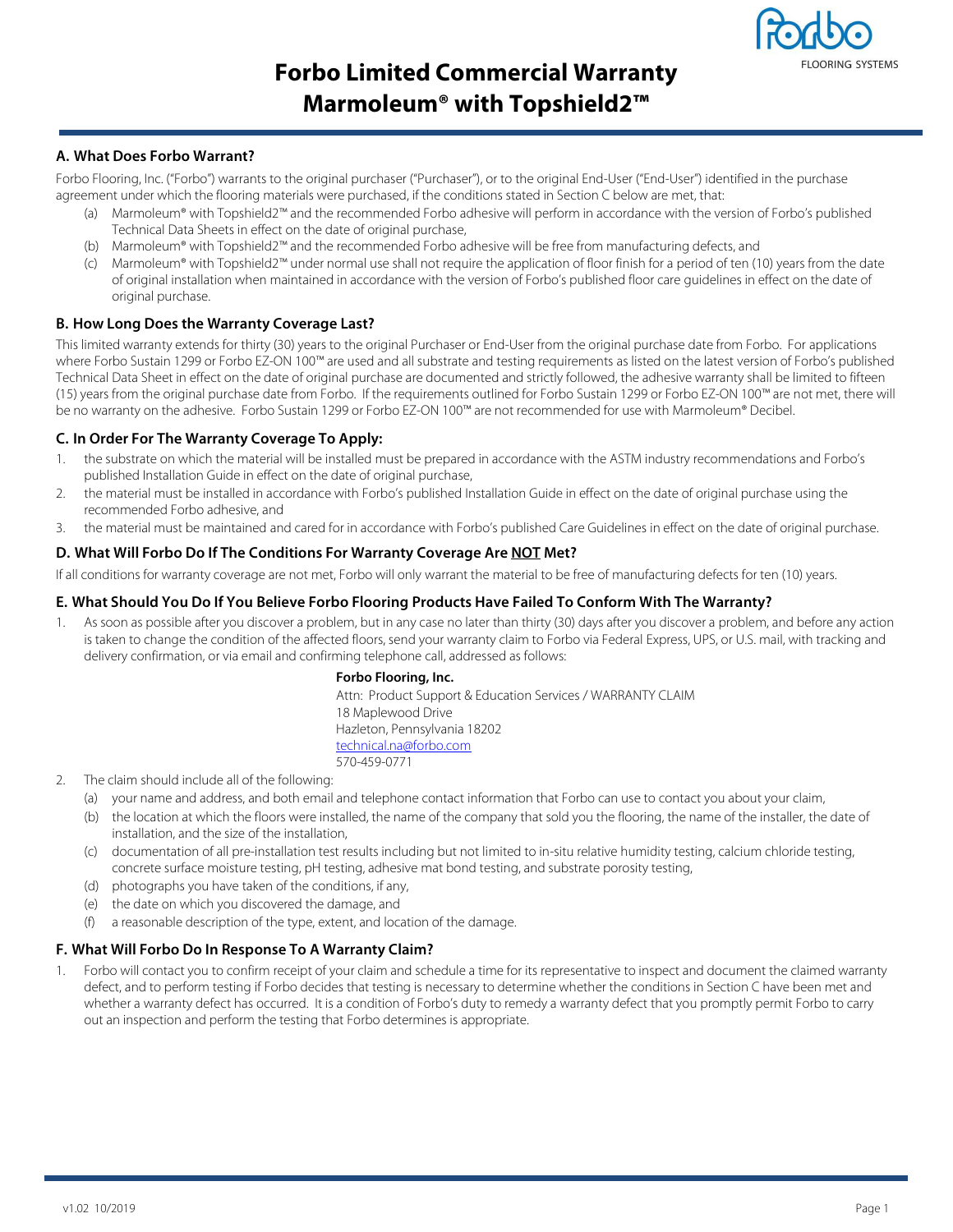# Forbo Limited Commercial Warranty
# Marmoleum® with Topshield2™

## A. What Does Forbo Warrant?

Forbo Flooring, Inc. ("Forbo") warrants to the original purchaser ("Purchaser"), or to the original End-User ("End-User") identified in the purchase agreement under which the flooring materials were purchased, if the conditions stated in Section C below are met, that:

(a) Marmoleum® with Topshield2™ and the recommended Forbo adhesive will perform in accordance with the version of Forbo's published Technical Data Sheets in effect on the date of original purchase,

(b) Marmoleum® with Topshield2™ and the recommended Forbo adhesive will be free from manufacturing defects, and

(c) Marmoleum® with Topshield2™ under normal use shall not require the application of floor finish for a period of ten (10) years from the date of original installation when maintained in accordance with the version of Forbo's published floor care guidelines in effect on the date of original purchase.

## B. How Long Does the Warranty Coverage Last?

This limited warranty extends for thirty (30) years to the original Purchaser or End-User from the original purchase date from Forbo. For applications where Forbo Sustain 1299 or Forbo EZ-ON 100™ are used and all substrate and testing requirements as listed on the latest version of Forbo's published Technical Data Sheet in effect on the date of original purchase are documented and strictly followed, the adhesive warranty shall be limited to fifteen (15) years from the original purchase date from Forbo. If the requirements outlined for Forbo Sustain 1299 or Forbo EZ-ON 100™ are not met, there will be no warranty on the adhesive. Forbo Sustain 1299 or Forbo EZ-ON 100™ are not recommended for use with Marmoleum® Decibel.

## C. In Order For The Warranty Coverage To Apply:

1. the substrate on which the material will be installed must be prepared in accordance with the ASTM industry recommendations and Forbo's published Installation Guide in effect on the date of original purchase,
2. the material must be installed in accordance with Forbo's published Installation Guide in effect on the date of original purchase using the recommended Forbo adhesive, and
3. the material must be maintained and cared for in accordance with Forbo's published Care Guidelines in effect on the date of original purchase.

## D. What Will Forbo Do If The Conditions For Warranty Coverage Are <u>NOT</u> Met?

If all conditions for warranty coverage are not met, Forbo will only warrant the material to be free of manufacturing defects for ten (10) years.

## E. What Should You Do If You Believe Forbo Flooring Products Have Failed To Conform With The Warranty?

1. As soon as possible after you discover a problem, but in any case no later than thirty (30) days after you discover a problem, and before any action is taken to change the condition of the affected floors, send your warranty claim to Forbo via Federal Express, UPS, or U.S. mail, with tracking and delivery confirmation, or via email and confirming telephone call, addressed as follows:

   **Forbo Flooring, Inc.**
   Attn: Product Support & Education Services / WARRANTY CLAIM
   18 Maplewood Drive
   Hazleton, Pennsylvania 18202
   technical.na@forbo.com
   570-459-0771

2. The claim should include all of the following:
   (a) your name and address, and both email and telephone contact information that Forbo can use to contact you about your claim,
   (b) the location at which the floors were installed, the name of the company that sold you the flooring, the name of the installer, the date of installation, and the size of the installation,
   (c) documentation of all pre-installation test results including but not limited to in-situ relative humidity testing, calcium chloride testing, concrete surface moisture testing, pH testing, adhesive mat bond testing, and substrate porosity testing,
   (d) photographs you have taken of the conditions, if any,
   (e) the date on which you discovered the damage, and
   (f) a reasonable description of the type, extent, and location of the damage.

## F. What Will Forbo Do In Response To A Warranty Claim?

1. Forbo will contact you to confirm receipt of your claim and schedule a time for its representative to inspect and document the claimed warranty defect, and to perform testing if Forbo decides that testing is necessary to determine whether the conditions in Section C have been met and whether a warranty defect has occurred. It is a condition of Forbo's duty to remedy a warranty defect that you promptly permit Forbo to carry out an inspection and perform the testing that Forbo determines is appropriate.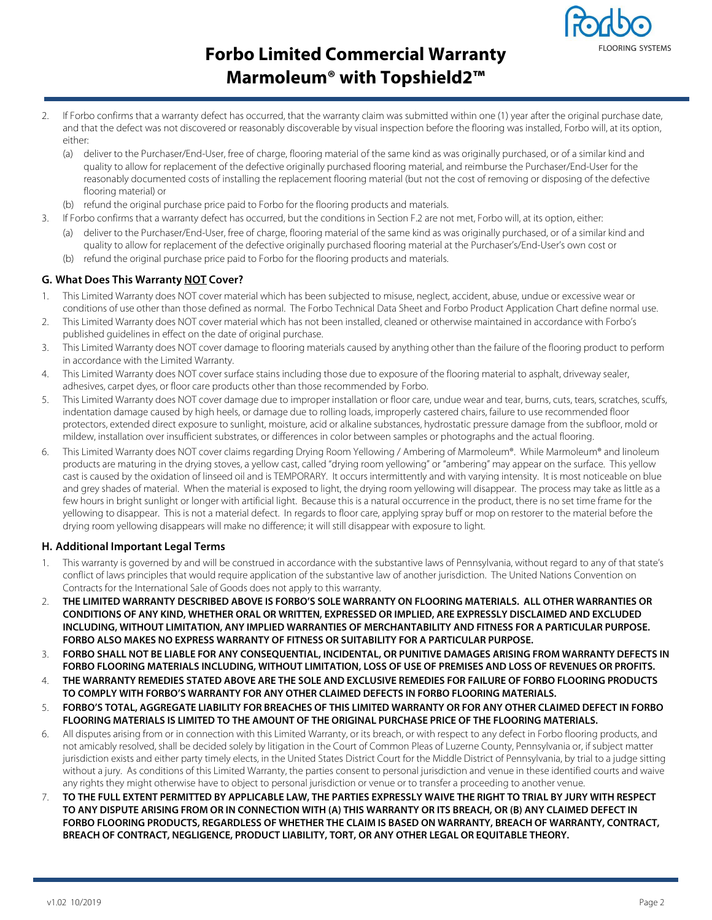2. If Forbo confirms that a warranty defect has occurred, that the warranty claim was submitted within one (1) year after the original purchase date, and that the defect was not discovered or reasonably discoverable by visual inspection before the flooring was installed, Forbo will, at its option, either:
   - (a) deliver to the Purchaser/End-User, free of charge, flooring material of the same kind as was originally purchased, or of a similar kind and quality to allow for replacement of the defective originally purchased flooring material, and reimburse the Purchaser/End-User for the reasonably documented costs of installing the replacement flooring material (but not the cost of removing or disposing of the defective flooring material) or
   - (b) refund the original purchase price paid to Forbo for the flooring products and materials.
3. If Forbo confirms that a warranty defect has occurred, but the conditions in Section F.2 are not met, Forbo will, at its option, either:
   - (a) deliver to the Purchaser/End-User, free of charge, flooring material of the same kind as was originally purchased, or of a similar kind and quality to allow for replacement of the defective originally purchased flooring material at the Purchaser's/End-User's own cost or
   - (b) refund the original purchase price paid to Forbo for the flooring products and materials.

## G. What Does This Warranty NOT Cover?

1. This Limited Warranty does NOT cover material which has been subjected to misuse, neglect, accident, abuse, undue or excessive wear or conditions of use other than those defined as normal. The Forbo Technical Data Sheet and Forbo Product Application Chart define normal use.
2. This Limited Warranty does NOT cover material which has not been installed, cleaned or otherwise maintained in accordance with Forbo's published guidelines in effect on the date of original purchase.
3. This Limited Warranty does NOT cover damage to flooring materials caused by anything other than the failure of the flooring product to perform in accordance with the Limited Warranty.
4. This Limited Warranty does NOT cover surface stains including those due to exposure of the flooring material to asphalt, driveway sealer, adhesives, carpet dyes, or floor care products other than those recommended by Forbo.
5. This Limited Warranty does NOT cover damage due to improper installation or floor care, undue wear and tear, burns, cuts, tears, scratches, scuffs, indentation damage caused by high heels, or damage due to rolling loads, improperly castered chairs, failure to use recommended floor protectors, extended direct exposure to sunlight, moisture, acid or alkaline substances, hydrostatic pressure damage from the subfloor, mold or mildew, installation over insufficient substrates, or differences in color between samples or photographs and the actual flooring.
6. This Limited Warranty does NOT cover claims regarding Drying Room Yellowing / Ambering of Marmoleum®. While Marmoleum® and linoleum products are maturing in the drying stoves, a yellow cast, called "drying room yellowing" or "ambering" may appear on the surface. This yellow cast is caused by the oxidation of linseed oil and is TEMPORARY. It occurs intermittently and with varying intensity. It is most noticeable on blue and grey shades of material. When the material is exposed to light, the drying room yellowing will disappear. The process may take as little as a few hours in bright sunlight or longer with artificial light. Because this is a natural occurrence in the product, there is no set time frame for the yellowing to disappear. This is not a material defect. In regards to floor care, applying spray buff or mop on restorer to the material before the drying room yellowing disappears will make no difference; it will still disappear with exposure to light.

## H. Additional Important Legal Terms

1. This warranty is governed by and will be construed in accordance with the substantive laws of Pennsylvania, without regard to any of that state's conflict of laws principles that would require application of the substantive law of another jurisdiction. The United Nations Convention on Contracts for the International Sale of Goods does not apply to this warranty.
2. **THE LIMITED WARRANTY DESCRIBED ABOVE IS FORBO'S SOLE WARRANTY ON FLOORING MATERIALS. ALL OTHER WARRANTIES OR CONDITIONS OF ANY KIND, WHETHER ORAL OR WRITTEN, EXPRESSED OR IMPLIED, ARE EXPRESSLY DISCLAIMED AND EXCLUDED INCLUDING, WITHOUT LIMITATION, ANY IMPLIED WARRANTIES OF MERCHANTABILITY AND FITNESS FOR A PARTICULAR PURPOSE. FORBO ALSO MAKES NO EXPRESS WARRANTY OF FITNESS OR SUITABILITY FOR A PARTICULAR PURPOSE.**
3. **FORBO SHALL NOT BE LIABLE FOR ANY CONSEQUENTIAL, INCIDENTAL, OR PUNITIVE DAMAGES ARISING FROM WARRANTY DEFECTS IN FORBO FLOORING MATERIALS INCLUDING, WITHOUT LIMITATION, LOSS OF USE OF PREMISES AND LOSS OF REVENUES OR PROFITS.**
4. **THE WARRANTY REMEDIES STATED ABOVE ARE THE SOLE AND EXCLUSIVE REMEDIES FOR FAILURE OF FORBO FLOORING PRODUCTS TO COMPLY WITH FORBO'S WARRANTY FOR ANY OTHER CLAIMED DEFECTS IN FORBO FLOORING MATERIALS.**
5. **FORBO'S TOTAL, AGGREGATE LIABILITY FOR BREACHES OF THIS LIMITED WARRANTY OR FOR ANY OTHER CLAIMED DEFECT IN FORBO FLOORING MATERIALS IS LIMITED TO THE AMOUNT OF THE ORIGINAL PURCHASE PRICE OF THE FLOORING MATERIALS.**
6. All disputes arising from or in connection with this Limited Warranty, or its breach, or with respect to any defect in Forbo flooring products, and not amicably resolved, shall be decided solely by litigation in the Court of Common Pleas of Luzerne County, Pennsylvania or, if subject matter jurisdiction exists and either party timely elects, in the United States District Court for the Middle District of Pennsylvania, by trial to a judge sitting without a jury. As conditions of this Limited Warranty, the parties consent to personal jurisdiction and venue in these identified courts and waive any rights they might otherwise have to object to personal jurisdiction or venue or to transfer a proceeding to another venue.
7. **TO THE FULL EXTENT PERMITTED BY APPLICABLE LAW, THE PARTIES EXPRESSLY WAIVE THE RIGHT TO TRIAL BY JURY WITH RESPECT TO ANY DISPUTE ARISING FROM OR IN CONNECTION WITH (A) THIS WARRANTY OR ITS BREACH, OR (B) ANY CLAIMED DEFECT IN FORBO FLOORING PRODUCTS, REGARDLESS OF WHETHER THE CLAIM IS BASED ON WARRANTY, BREACH OF WARRANTY, CONTRACT, BREACH OF CONTRACT, NEGLIGENCE, PRODUCT LIABILITY, TORT, OR ANY OTHER LEGAL OR EQUITABLE THEORY.**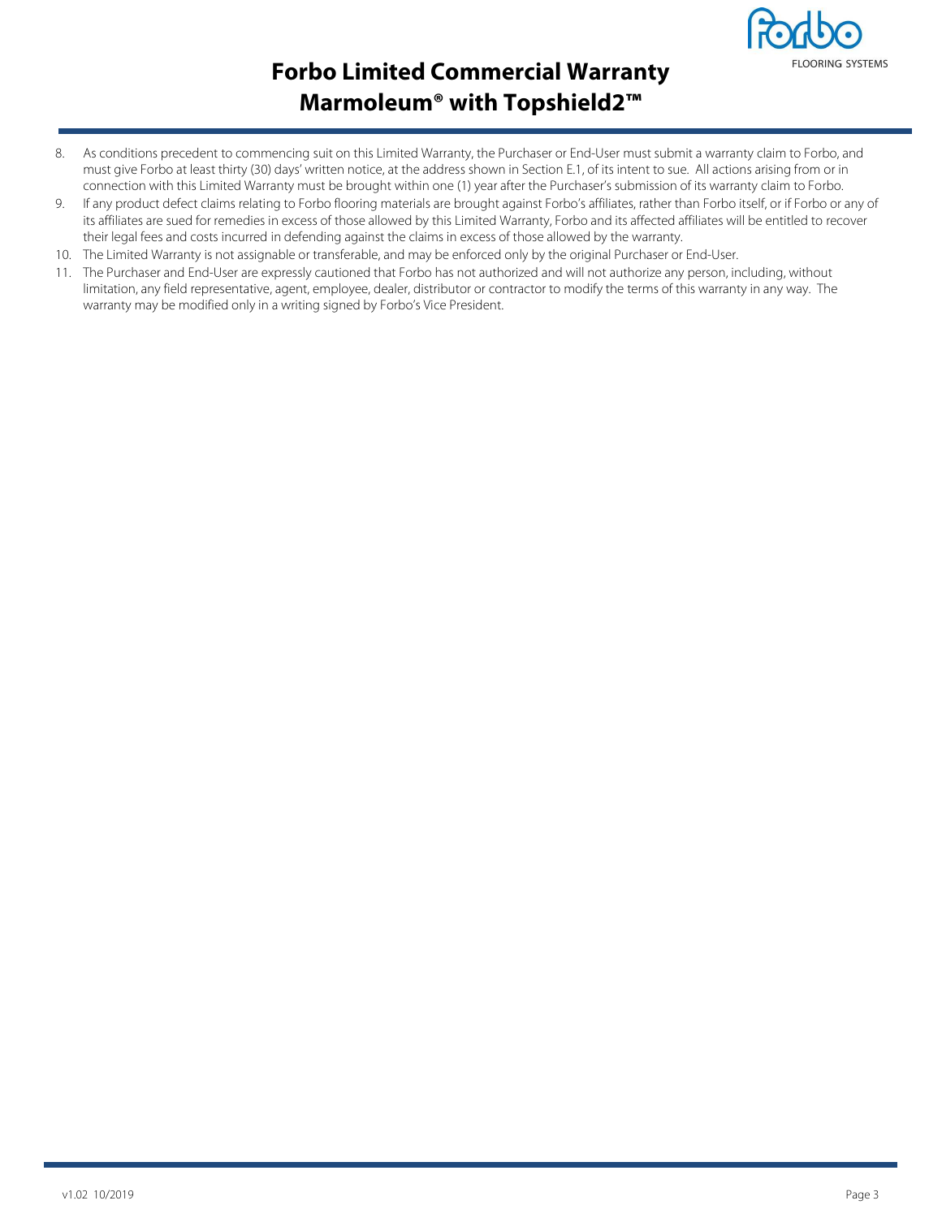8. As conditions precedent to commencing suit on this Limited Warranty, the Purchaser or End-User must submit a warranty claim to Forbo, and must give Forbo at least thirty (30) days' written notice, at the address shown in Section E.1, of its intent to sue. All actions arising from or in connection with this Limited Warranty must be brought within one (1) year after the Purchaser's submission of its warranty claim to Forbo.
9. If any product defect claims relating to Forbo flooring materials are brought against Forbo's affiliates, rather than Forbo itself, or if Forbo or any of its affiliates are sued for remedies in excess of those allowed by this Limited Warranty, Forbo and its affected affiliates will be entitled to recover their legal fees and costs incurred in defending against the claims in excess of those allowed by the warranty.
10. The Limited Warranty is not assignable or transferable, and may be enforced only by the original Purchaser or End-User.
11. The Purchaser and End-User are expressly cautioned that Forbo has not authorized and will not authorize any person, including, without limitation, any field representative, agent, employee, dealer, distributor or contractor to modify the terms of this warranty in any way. The warranty may be modified only in a writing signed by Forbo's Vice President.